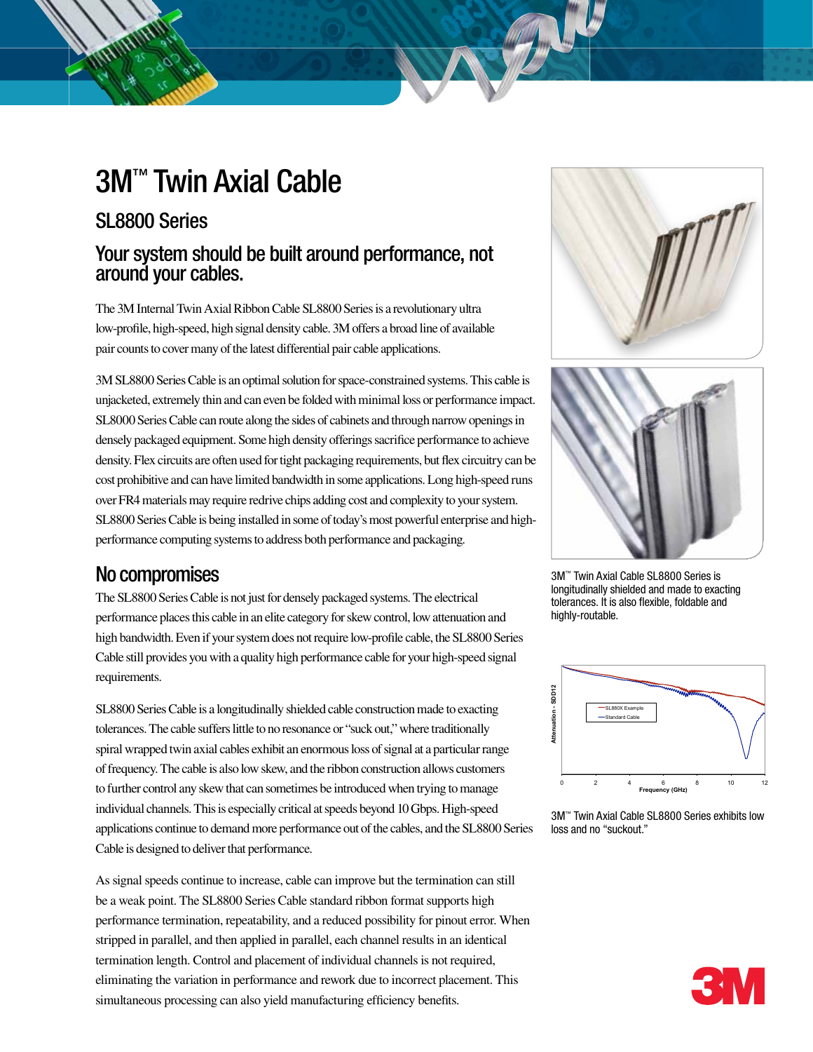# 3M™ Twin Axial Cable

## SL8800 Series

### Your system should be built around performance, not around your cables.

The 3M Internal Twin Axial Ribbon Cable SL8800 Series is a revolutionary ultra low-profile, high-speed, high signal density cable. 3M offers a broad line of available pair counts to cover many of the latest differential pair cable applications.

3M SL8800 Series Cable is an optimal solution for space-constrained systems. This cable is unjacketed, extremely thin and can even be folded with minimal loss or performance impact. SL8000 Series Cable can route along the sides of cabinets and through narrow openings in densely packaged equipment. Some high density offerings sacrifice performance to achieve density. Flex circuits are often used for tight packaging requirements, but flex circuitry can be cost prohibitive and can have limited bandwidth in some applications. Long high-speed runs over FR4 materials may require redrive chips adding cost and complexity to your system. SL8800 Series Cable is being installed in some of today's most powerful enterprise and high-performance computing systems to address both performance and packaging.

## No compromises

The SL8800 Series Cable is not just for densely packaged systems. The electrical performance places this cable in an elite category for skew control, low attenuation and high bandwidth. Even if your system does not require low-profile cable, the SL8800 Series Cable still provides you with a quality high performance cable for your high-speed signal requirements.

SL8800 Series Cable is a longitudinally shielded cable construction made to exacting tolerances. The cable suffers little to no resonance or "suck out," where traditionally spiral wrapped twin axial cables exhibit an enormous loss of signal at a particular range of frequency. The cable is also low skew, and the ribbon construction allows customers to further control any skew that can sometimes be introduced when trying to manage individual channels. This is especially critical at speeds beyond 10 Gbps. High-speed applications continue to demand more performance out of the cables, and the SL8800 Series Cable is designed to deliver that performance.

As signal speeds continue to increase, cable can improve but the termination can still be a weak point. The SL8800 Series Cable standard ribbon format supports high performance termination, repeatability, and a reduced possibility for pinout error. When stripped in parallel, and then applied in parallel, each channel results in an identical termination length. Control and placement of individual channels is not required, eliminating the variation in performance and rework due to incorrect placement. This simultaneous processing can also yield manufacturing efficiency benefits.

3M™ Twin Axial Cable SL8800 Series is longitudinally shielded and made to exacting tolerances. It is also flexible, foldable and highly-routable.

3M™ Twin Axial Cable SL8800 Series exhibits low loss and no "suckout."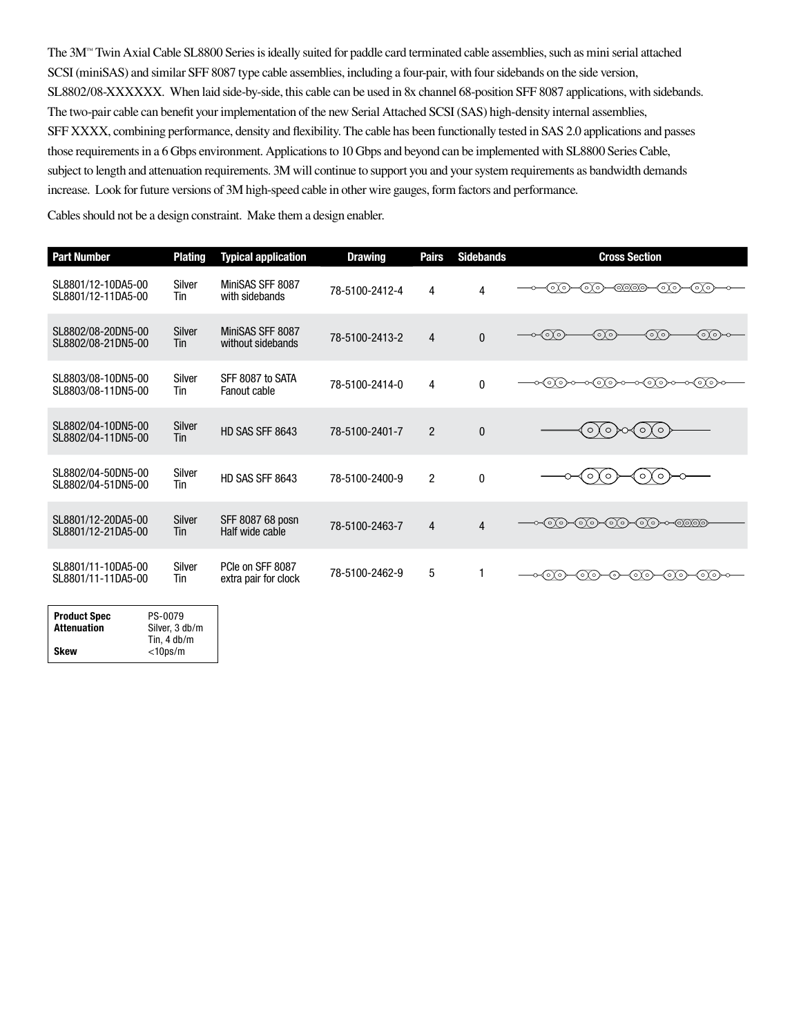The 3M™ Twin Axial Cable SL8800 Series is ideally suited for paddle card terminated cable assemblies, such as mini serial attached SCSI (miniSAS) and similar SFF 8087 type cable assemblies, including a four-pair, with four sidebands on the side version, SL8802/08-XXXXXX. When laid side-by-side, this cable can be used in 8x channel 68-position SFF 8087 applications, with sidebands. The two-pair cable can benefit your implementation of the new Serial Attached SCSI (SAS) high-density internal assemblies, SFF XXXX, combining performance, density and flexibility. The cable has been functionally tested in SAS 2.0 applications and passes those requirements in a 6 Gbps environment. Applications to 10 Gbps and beyond can be implemented with SL8800 Series Cable, subject to length and attenuation requirements. 3M will continue to support you and your system requirements as bandwidth demands increase. Look for future versions of 3M high-speed cable in other wire gauges, form factors and performance.

Cables should not be a design constraint. Make them a design enabler.

| Part Number | Plating | Typical application | Drawing | Pairs | Sidebands | Cross Section |
|---|---|---|---|---|---|---|
| SL8801/12-10DA5-00<br>SL8801/12-11DA5-00 | Silver<br>Tin | MiniSAS SFF 8087 with sidebands | 78-5100-2412-4 | 4 | 4 | |
| SL8802/08-20DN5-00<br>SL8802/08-21DN5-00 | Silver<br>Tin | MiniSAS SFF 8087 without sidebands | 78-5100-2413-2 | 4 | 0 | |
| SL8803/08-10DN5-00<br>SL8803/08-11DN5-00 | Silver<br>Tin | SFF 8087 to SATA Fanout cable | 78-5100-2414-0 | 4 | 0 | |
| SL8802/04-10DN5-00<br>SL8802/04-11DN5-00 | Silver<br>Tin | HD SAS SFF 8643 | 78-5100-2401-7 | 2 | 0 | |
| SL8802/04-50DN5-00<br>SL8802/04-51DN5-00 | Silver<br>Tin | HD SAS SFF 8643 | 78-5100-2400-9 | 2 | 0 | |
| SL8801/12-20DA5-00<br>SL8801/12-21DA5-00 | Silver<br>Tin | SFF 8087 68 posn Half wide cable | 78-5100-2463-7 | 4 | 4 | |
| SL8801/11-10DA5-00<br>SL8801/11-11DA5-00 | Silver<br>Tin | PCIe on SFF 8087 extra pair for clock | 78-5100-2462-9 | 5 | 1 | |

| | |
|---|---|
| **Product Spec** | PS-0079 |
| **Attenuation** | Silver, 3 db/m<br>Tin, 4 db/m |
| **Skew** | <10ps/m |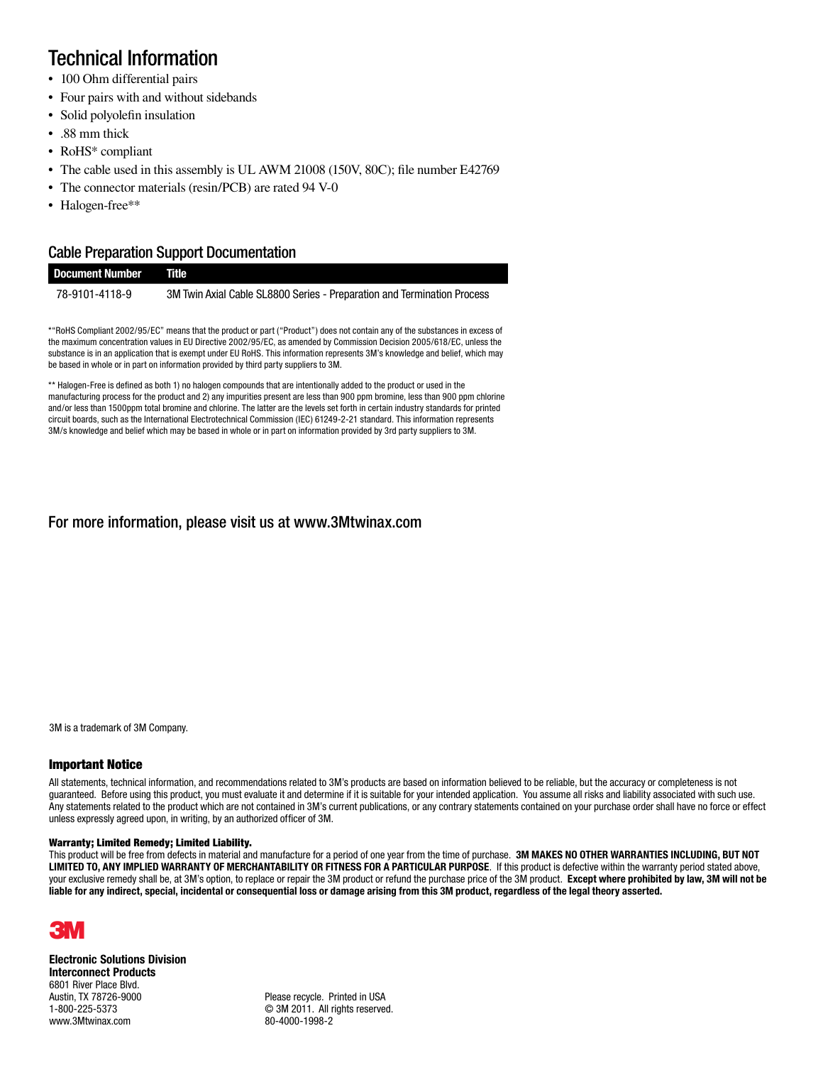## Technical Information

- 100 Ohm differential pairs
- Four pairs with and without sidebands
- Solid polyolefin insulation
- .88 mm thick
- RoHS* compliant
- The cable used in this assembly is UL AWM 21008 (150V, 80C); file number E42769
- The connector materials (resin/PCB) are rated 94 V-0
- Halogen-free**

## Cable Preparation Support Documentation

| Document Number | Title |
|---|---|
| 78-9101-4118-9 | 3M Twin Axial Cable SL8800 Series - Preparation and Termination Process |

*"RoHS Compliant 2002/95/EC" means that the product or part ("Product") does not contain any of the substances in excess of the maximum concentration values in EU Directive 2002/95/EC, as amended by Commission Decision 2005/618/EC, unless the substance is in an application that is exempt under EU RoHS. This information represents 3M's knowledge and belief, which may be based in whole or in part on information provided by third party suppliers to 3M.

** Halogen-Free is defined as both 1) no halogen compounds that are intentionally added to the product or used in the manufacturing process for the product and 2) any impurities present are less than 900 ppm bromine, less than 900 ppm chlorine and/or less than 1500ppm total bromine and chlorine. The latter are the levels set forth in certain industry standards for printed circuit boards, such as the International Electrotechnical Commission (IEC) 61249-2-21 standard. This information represents 3M/s knowledge and belief which may be based in whole or in part on information provided by 3rd party suppliers to 3M.

For more information, please visit us at www.3Mtwinax.com

3M is a trademark of 3M Company.

### Important Notice

All statements, technical information, and recommendations related to 3M's products are based on information believed to be reliable, but the accuracy or completeness is not guaranteed. Before using this product, you must evaluate it and determine if it is suitable for your intended application. You assume all risks and liability associated with such use. Any statements related to the product which are not contained in 3M's current publications, or any contrary statements contained on your purchase order shall have no force or effect unless expressly agreed upon, in writing, by an authorized officer of 3M.

**Warranty; Limited Remedy; Limited Liability.**
This product will be free from defects in material and manufacture for a period of one year from the time of purchase. **3M MAKES NO OTHER WARRANTIES INCLUDING, BUT NOT LIMITED TO, ANY IMPLIED WARRANTY OF MERCHANTABILITY OR FITNESS FOR A PARTICULAR PURPOSE**. If this product is defective within the warranty period stated above, your exclusive remedy shall be, at 3M's option, to replace or repair the 3M product or refund the purchase price of the 3M product. **Except where prohibited by law, 3M will not be liable for any indirect, special, incidental or consequential loss or damage arising from this 3M product, regardless of the legal theory asserted.**

3M

**Electronic Solutions Division**
**Interconnect Products**
6801 River Place Blvd.
Austin, TX 78726-9000
1-800-225-5373
www.3Mtwinax.com

Please recycle. Printed in USA
© 3M 2011. All rights reserved.
80-4000-1998-2